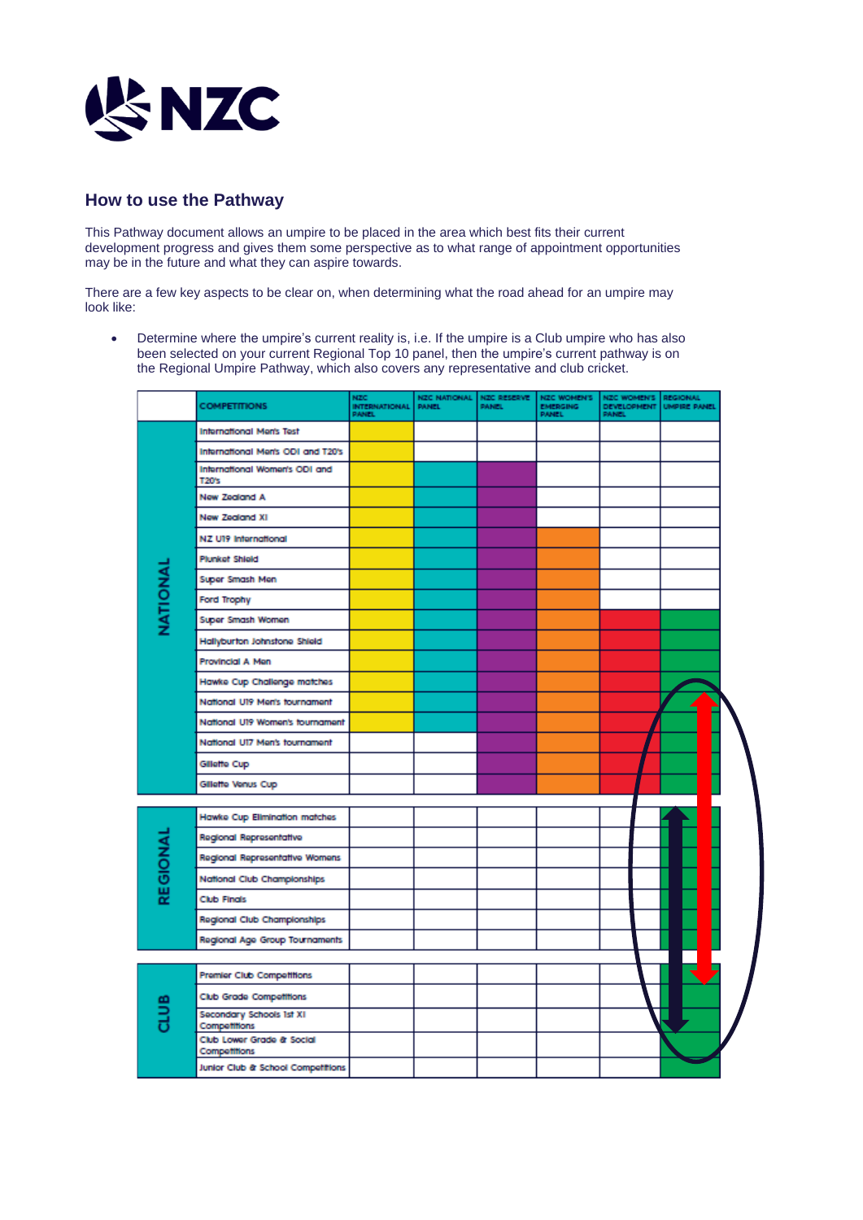## How to use the Pathway

This Pathway document allows an umpire to be placed in the area which best fits their current development progress and gives them some perspective as to what range of appointment opportunities may be in the future and what they can aspire towards.

There are a few key aspects to be clear on, when determining what the road ahead for an umpire may look like:

- Determine where the umpire's current reality is, i.e. If the umpire is a Club umpire who has also been selected on your current Regional Top 10 panel, then the umpire's current pathway is on the Regional Umpire Pathway, which also covers any representative and club cricket.

| | COMPETITIONS | NZC INTERNATIONAL PANEL | NZC NATIONAL PANEL | NZC RESERVE PANEL | NZC WOMEN'S EMERGING PANEL | NZC WOMEN'S DEVELOPMENT PANEL | REGIONAL UMPIRE PANEL |
|---|---|---|---|---|---|---|---|
| NATIONAL | International Men's Test | ■ | | | | | |
| | International Men's ODI and T20's | ■ | | | | | |
| | International Women's ODI and T20's | ■ | ■ | ■ | | | |
| | New Zealand A | ■ | ■ | ■ | | | |
| | New Zealand XI | ■ | ■ | ■ | | | |
| | NZ U19 International | ■ | ■ | ■ | ■ | | |
| | Plunket Shield | ■ | ■ | ■ | ■ | | |
| | Super Smash Men | ■ | ■ | ■ | ■ | | |
| | Ford Trophy | ■ | ■ | ■ | ■ | | |
| | Super Smash Women | ■ | ■ | ■ | ■ | ■ | ■ |
| | Hallyburton Johnstone Shield | ■ | ■ | ■ | ■ | ■ | ■ |
| | Provincial A Men | ■ | ■ | ■ | ■ | ■ | ■ |
| | Hawke Cup Challenge matches | ■ | ■ | ■ | ■ | ■ | ■ |
| | National U19 Men's tournament | ■ | ■ | ■ | ■ | ■ | ■ |
| | National U19 Women's tournament | ■ | ■ | ■ | ■ | ■ | ■ |
| | National U17 Men's tournament | | | ■ | ■ | ■ | ■ |
| | Gillette Cup | | | ■ | ■ | ■ | ■ |
| | Gillette Venus Cup | | | ■ | ■ | ■ | ■ |
| REGIONAL | Hawke Cup Elimination matches | | | | | | ■ |
| | Regional Representative | | | | | | ■ |
| | Regional Representative Womens | | | | | | ■ |
| | National Club Championships | | | | | | ■ |
| | Club Finals | | | | | | ■ |
| | Regional Club Championships | | | | | | ■ |
| | Regional Age Group Tournaments | | | | | | ■ |
| CLUB | Premier Club Competitions | | | | | | ■ |
| | Club Grade Competitions | | | | | | ■ |
| | Secondary Schools 1st XI Competitions | | | | | | ■ |
| | Club Lower Grade & Social Competitions | | | | | | ■ |
| | Junior Club & School Competitions | | | | | | ■ |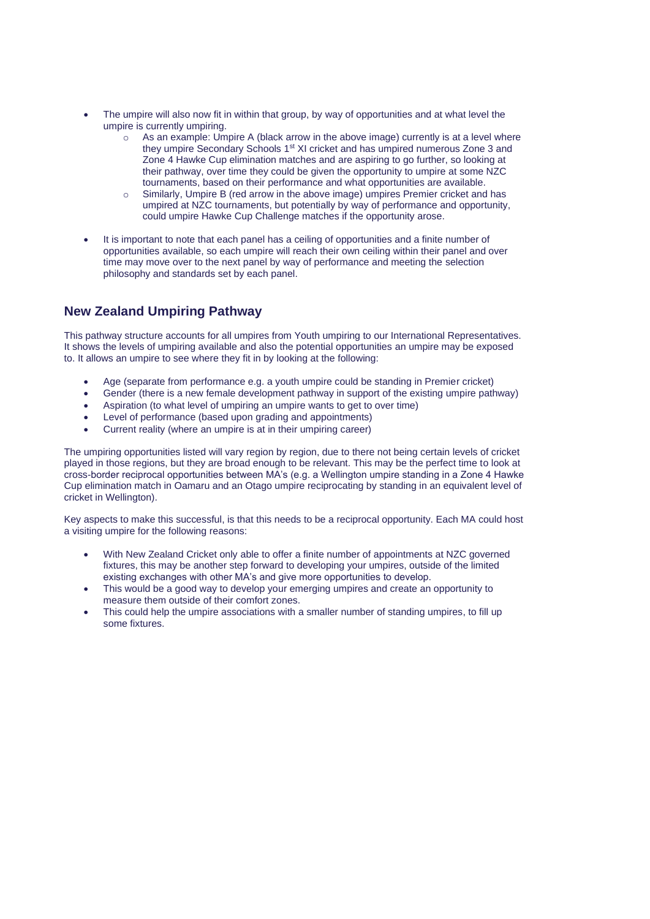- The umpire will also now fit in within that group, by way of opportunities and at what level the umpire is currently umpiring.
  - As an example: Umpire A (black arrow in the above image) currently is at a level where they umpire Secondary Schools 1st XI cricket and has umpired numerous Zone 3 and Zone 4 Hawke Cup elimination matches and are aspiring to go further, so looking at their pathway, over time they could be given the opportunity to umpire at some NZC tournaments, based on their performance and what opportunities are available.
  - Similarly, Umpire B (red arrow in the above image) umpires Premier cricket and has umpired at NZC tournaments, but potentially by way of performance and opportunity, could umpire Hawke Cup Challenge matches if the opportunity arose.

- It is important to note that each panel has a ceiling of opportunities and a finite number of opportunities available, so each umpire will reach their own ceiling within their panel and over time may move over to the next panel by way of performance and meeting the selection philosophy and standards set by each panel.

## New Zealand Umpiring Pathway

This pathway structure accounts for all umpires from Youth umpiring to our International Representatives. It shows the levels of umpiring available and also the potential opportunities an umpire may be exposed to. It allows an umpire to see where they fit in by looking at the following:

- Age (separate from performance e.g. a youth umpire could be standing in Premier cricket)
- Gender (there is a new female development pathway in support of the existing umpire pathway)
- Aspiration (to what level of umpiring an umpire wants to get to over time)
- Level of performance (based upon grading and appointments)
- Current reality (where an umpire is at in their umpiring career)

The umpiring opportunities listed will vary region by region, due to there not being certain levels of cricket played in those regions, but they are broad enough to be relevant. This may be the perfect time to look at cross-border reciprocal opportunities between MA's (e.g. a Wellington umpire standing in a Zone 4 Hawke Cup elimination match in Oamaru and an Otago umpire reciprocating by standing in an equivalent level of cricket in Wellington).

Key aspects to make this successful, is that this needs to be a reciprocal opportunity. Each MA could host a visiting umpire for the following reasons:

- With New Zealand Cricket only able to offer a finite number of appointments at NZC governed fixtures, this may be another step forward to developing your umpires, outside of the limited existing exchanges with other MA's and give more opportunities to develop.
- This would be a good way to develop your emerging umpires and create an opportunity to measure them outside of their comfort zones.
- This could help the umpire associations with a smaller number of standing umpires, to fill up some fixtures.